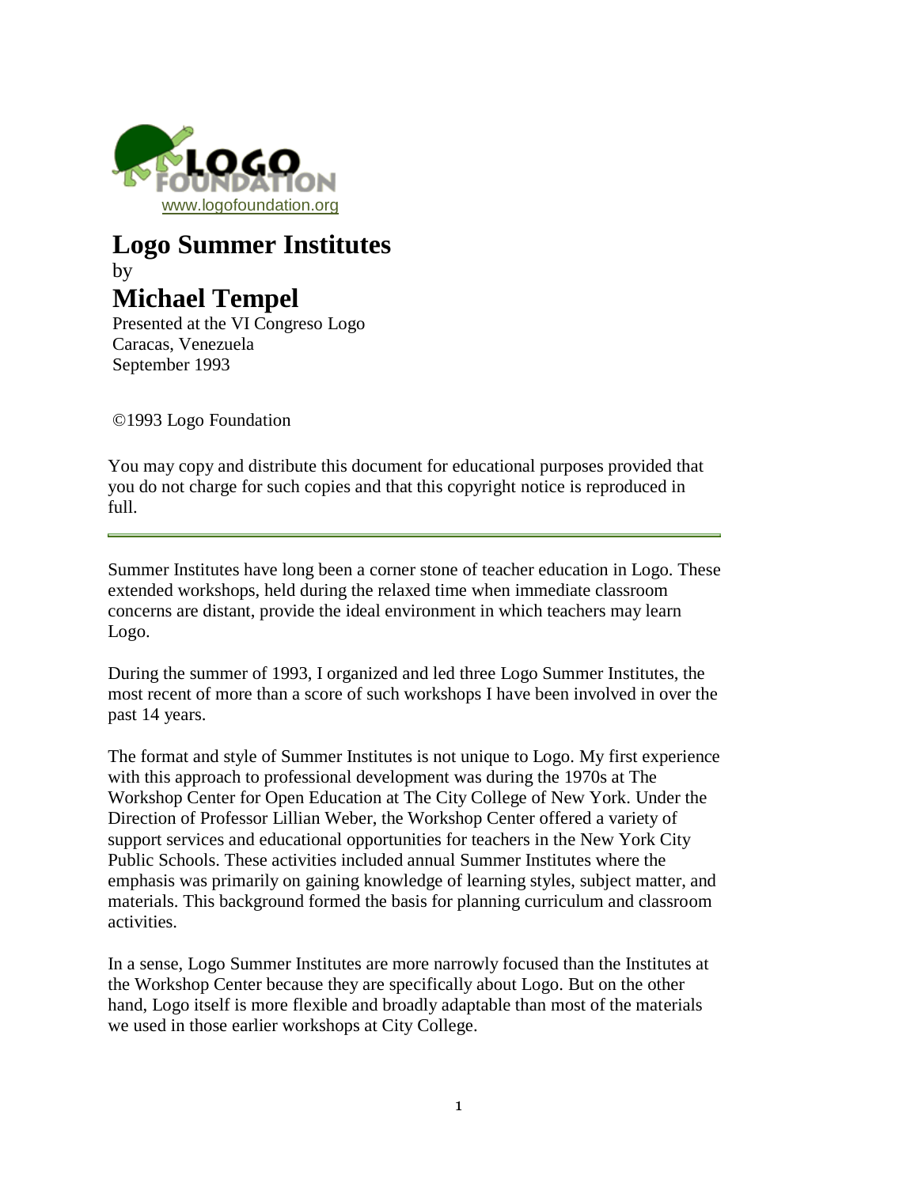LOGO FOUNDATION
www.logofoundation.org

# Logo Summer Institutes

by

## Michael Tempel

Presented at the VI Congreso Logo
Caracas, Venezuela
September 1993

©1993 Logo Foundation

You may copy and distribute this document for educational purposes provided that you do not charge for such copies and that this copyright notice is reproduced in full.

---

Summer Institutes have long been a corner stone of teacher education in Logo. These extended workshops, held during the relaxed time when immediate classroom concerns are distant, provide the ideal environment in which teachers may learn Logo.

During the summer of 1993, I organized and led three Logo Summer Institutes, the most recent of more than a score of such workshops I have been involved in over the past 14 years.

The format and style of Summer Institutes is not unique to Logo. My first experience with this approach to professional development was during the 1970s at The Workshop Center for Open Education at The City College of New York. Under the Direction of Professor Lillian Weber, the Workshop Center offered a variety of support services and educational opportunities for teachers in the New York City Public Schools. These activities included annual Summer Institutes where the emphasis was primarily on gaining knowledge of learning styles, subject matter, and materials. This background formed the basis for planning curriculum and classroom activities.

In a sense, Logo Summer Institutes are more narrowly focused than the Institutes at the Workshop Center because they are specifically about Logo. But on the other hand, Logo itself is more flexible and broadly adaptable than most of the materials we used in those earlier workshops at City College.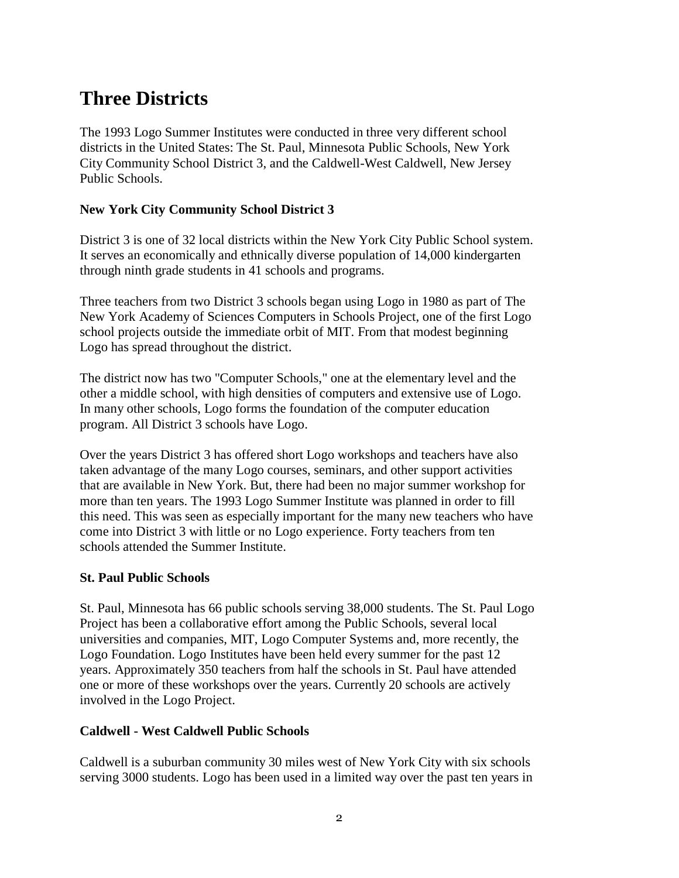# Three Districts

The 1993 Logo Summer Institutes were conducted in three very different school districts in the United States: The St. Paul, Minnesota Public Schools, New York City Community School District 3, and the Caldwell-West Caldwell, New Jersey Public Schools.

### New York City Community School District 3

District 3 is one of 32 local districts within the New York City Public School system. It serves an economically and ethnically diverse population of 14,000 kindergarten through ninth grade students in 41 schools and programs.

Three teachers from two District 3 schools began using Logo in 1980 as part of The New York Academy of Sciences Computers in Schools Project, one of the first Logo school projects outside the immediate orbit of MIT. From that modest beginning Logo has spread throughout the district.

The district now has two "Computer Schools," one at the elementary level and the other a middle school, with high densities of computers and extensive use of Logo. In many other schools, Logo forms the foundation of the computer education program. All District 3 schools have Logo.

Over the years District 3 has offered short Logo workshops and teachers have also taken advantage of the many Logo courses, seminars, and other support activities that are available in New York. But, there had been no major summer workshop for more than ten years. The 1993 Logo Summer Institute was planned in order to fill this need. This was seen as especially important for the many new teachers who have come into District 3 with little or no Logo experience. Forty teachers from ten schools attended the Summer Institute.

### St. Paul Public Schools

St. Paul, Minnesota has 66 public schools serving 38,000 students. The St. Paul Logo Project has been a collaborative effort among the Public Schools, several local universities and companies, MIT, Logo Computer Systems and, more recently, the Logo Foundation. Logo Institutes have been held every summer for the past 12 years. Approximately 350 teachers from half the schools in St. Paul have attended one or more of these workshops over the years. Currently 20 schools are actively involved in the Logo Project.

### Caldwell - West Caldwell Public Schools

Caldwell is a suburban community 30 miles west of New York City with six schools serving 3000 students. Logo has been used in a limited way over the past ten years in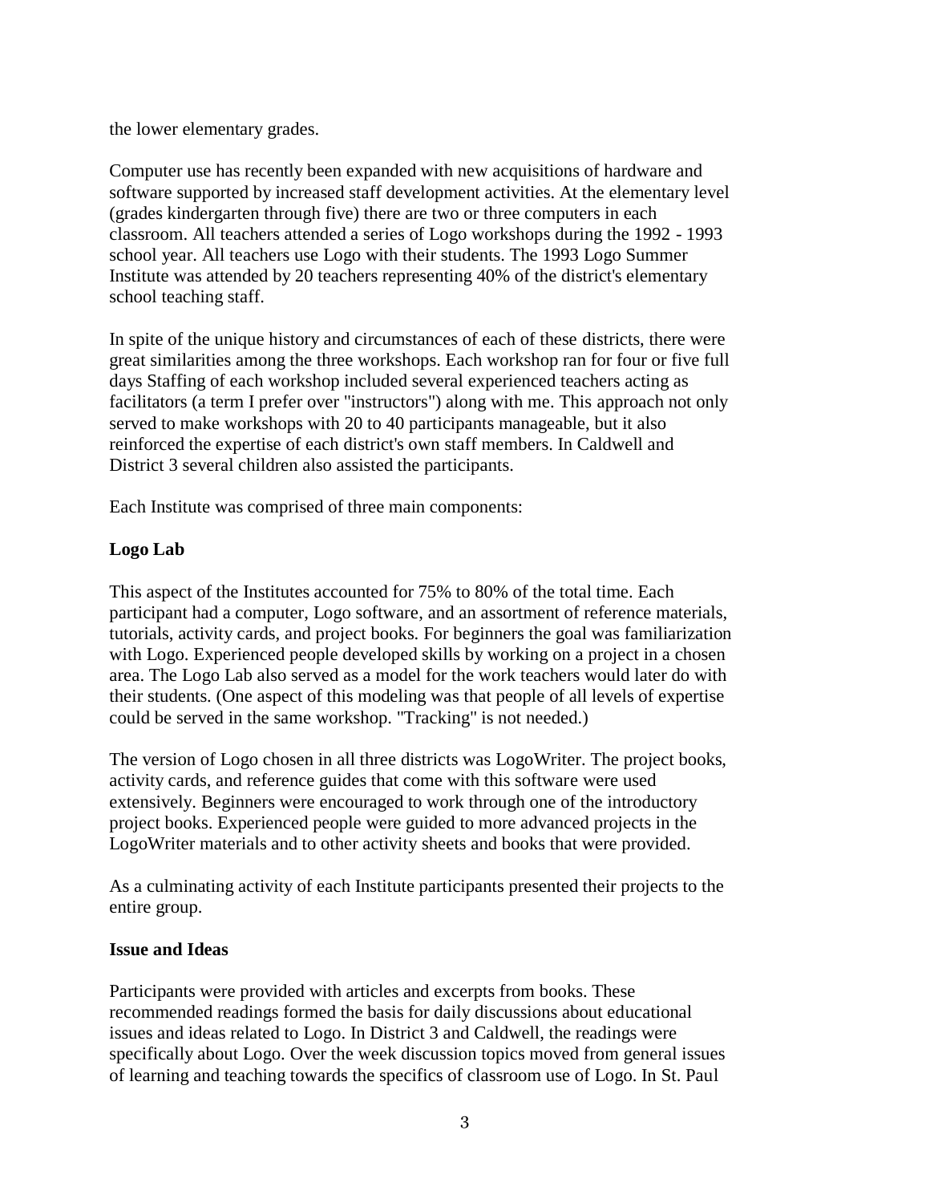the lower elementary grades.

Computer use has recently been expanded with new acquisitions of hardware and software supported by increased staff development activities. At the elementary level (grades kindergarten through five) there are two or three computers in each classroom. All teachers attended a series of Logo workshops during the 1992 - 1993 school year. All teachers use Logo with their students. The 1993 Logo Summer Institute was attended by 20 teachers representing 40% of the district's elementary school teaching staff.

In spite of the unique history and circumstances of each of these districts, there were great similarities among the three workshops. Each workshop ran for four or five full days Staffing of each workshop included several experienced teachers acting as facilitators (a term I prefer over "instructors") along with me. This approach not only served to make workshops with 20 to 40 participants manageable, but it also reinforced the expertise of each district's own staff members. In Caldwell and District 3 several children also assisted the participants.

Each Institute was comprised of three main components:

**Logo Lab**

This aspect of the Institutes accounted for 75% to 80% of the total time. Each participant had a computer, Logo software, and an assortment of reference materials, tutorials, activity cards, and project books. For beginners the goal was familiarization with Logo. Experienced people developed skills by working on a project in a chosen area. The Logo Lab also served as a model for the work teachers would later do with their students. (One aspect of this modeling was that people of all levels of expertise could be served in the same workshop. "Tracking" is not needed.)

The version of Logo chosen in all three districts was LogoWriter. The project books, activity cards, and reference guides that come with this software were used extensively. Beginners were encouraged to work through one of the introductory project books. Experienced people were guided to more advanced projects in the LogoWriter materials and to other activity sheets and books that were provided.

As a culminating activity of each Institute participants presented their projects to the entire group.

**Issue and Ideas**

Participants were provided with articles and excerpts from books. These recommended readings formed the basis for daily discussions about educational issues and ideas related to Logo. In District 3 and Caldwell, the readings were specifically about Logo. Over the week discussion topics moved from general issues of learning and teaching towards the specifics of classroom use of Logo. In St. Paul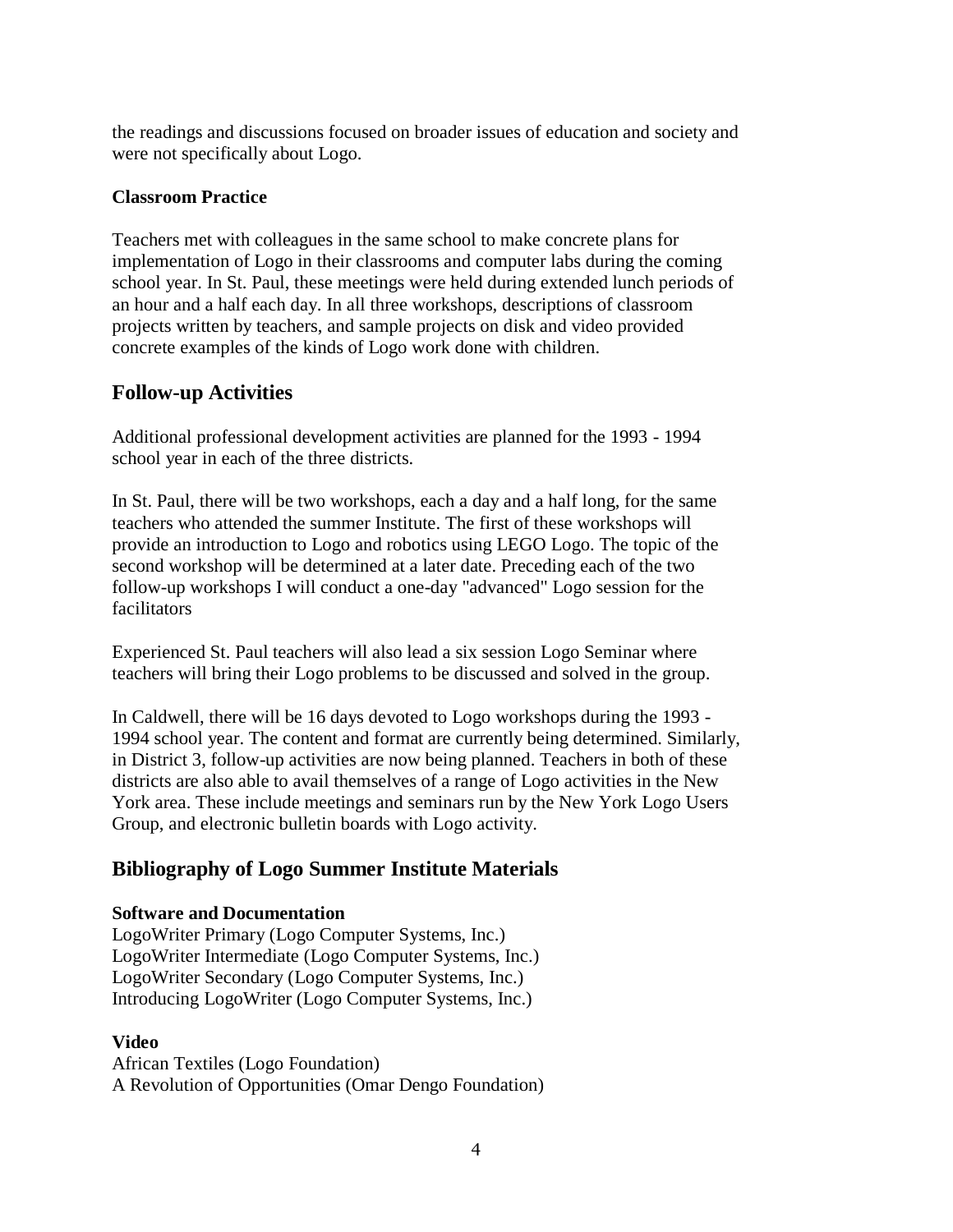the readings and discussions focused on broader issues of education and society and were not specifically about Logo.

### Classroom Practice

Teachers met with colleagues in the same school to make concrete plans for implementation of Logo in their classrooms and computer labs during the coming school year. In St. Paul, these meetings were held during extended lunch periods of an hour and a half each day. In all three workshops, descriptions of classroom projects written by teachers, and sample projects on disk and video provided concrete examples of the kinds of Logo work done with children.

## Follow-up Activities

Additional professional development activities are planned for the 1993 - 1994 school year in each of the three districts.

In St. Paul, there will be two workshops, each a day and a half long, for the same teachers who attended the summer Institute. The first of these workshops will provide an introduction to Logo and robotics using LEGO Logo. The topic of the second workshop will be determined at a later date. Preceding each of the two follow-up workshops I will conduct a one-day "advanced" Logo session for the facilitators

Experienced St. Paul teachers will also lead a six session Logo Seminar where teachers will bring their Logo problems to be discussed and solved in the group.

In Caldwell, there will be 16 days devoted to Logo workshops during the 1993 - 1994 school year. The content and format are currently being determined. Similarly, in District 3, follow-up activities are now being planned. Teachers in both of these districts are also able to avail themselves of a range of Logo activities in the New York area. These include meetings and seminars run by the New York Logo Users Group, and electronic bulletin boards with Logo activity.

## Bibliography of Logo Summer Institute Materials

**Software and Documentation**
LogoWriter Primary (Logo Computer Systems, Inc.)
LogoWriter Intermediate (Logo Computer Systems, Inc.)
LogoWriter Secondary (Logo Computer Systems, Inc.)
Introducing LogoWriter (Logo Computer Systems, Inc.)

**Video**
African Textiles (Logo Foundation)
A Revolution of Opportunities (Omar Dengo Foundation)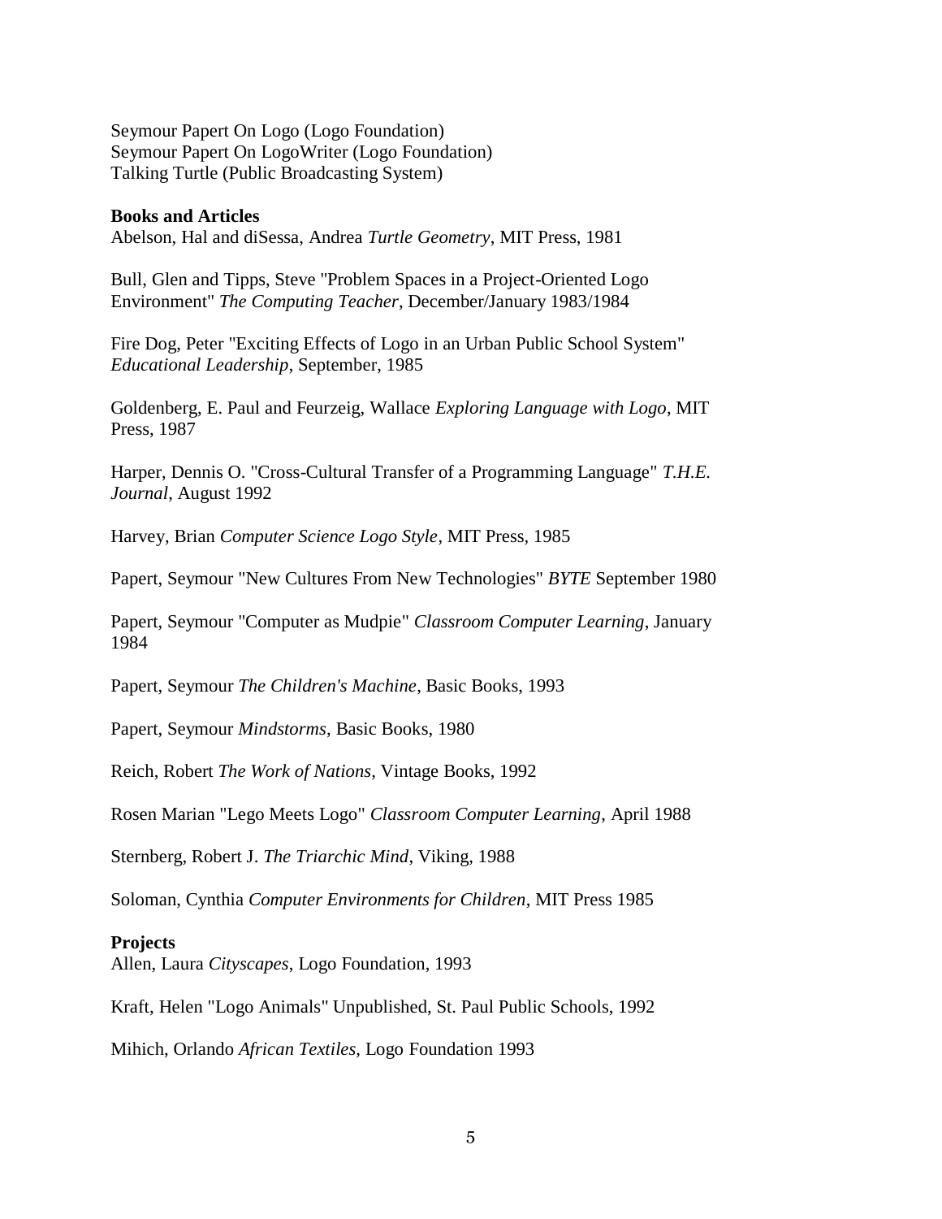Seymour Papert On Logo (Logo Foundation)
Seymour Papert On LogoWriter (Logo Foundation)
Talking Turtle (Public Broadcasting System)

**Books and Articles**

Abelson, Hal and diSessa, Andrea *Turtle Geometry*, MIT Press, 1981

Bull, Glen and Tipps, Steve "Problem Spaces in a Project-Oriented Logo Environment" *The Computing Teacher*, December/January 1983/1984

Fire Dog, Peter "Exciting Effects of Logo in an Urban Public School System" *Educational Leadership*, September, 1985

Goldenberg, E. Paul and Feurzeig, Wallace *Exploring Language with Logo*, MIT Press, 1987

Harper, Dennis O. "Cross-Cultural Transfer of a Programming Language" *T.H.E. Journal*, August 1992

Harvey, Brian *Computer Science Logo Style*, MIT Press, 1985

Papert, Seymour "New Cultures From New Technologies" *BYTE* September 1980

Papert, Seymour "Computer as Mudpie" *Classroom Computer Learning*, January 1984

Papert, Seymour *The Children's Machine*, Basic Books, 1993

Papert, Seymour *Mindstorms*, Basic Books, 1980

Reich, Robert *The Work of Nations*, Vintage Books, 1992

Rosen Marian "Lego Meets Logo" *Classroom Computer Learning*, April 1988

Sternberg, Robert J. *The Triarchic Mind*, Viking, 1988

Soloman, Cynthia *Computer Environments for Children*, MIT Press 1985

**Projects**

Allen, Laura *Cityscapes*, Logo Foundation, 1993

Kraft, Helen "Logo Animals" Unpublished, St. Paul Public Schools, 1992

Mihich, Orlando *African Textiles*, Logo Foundation 1993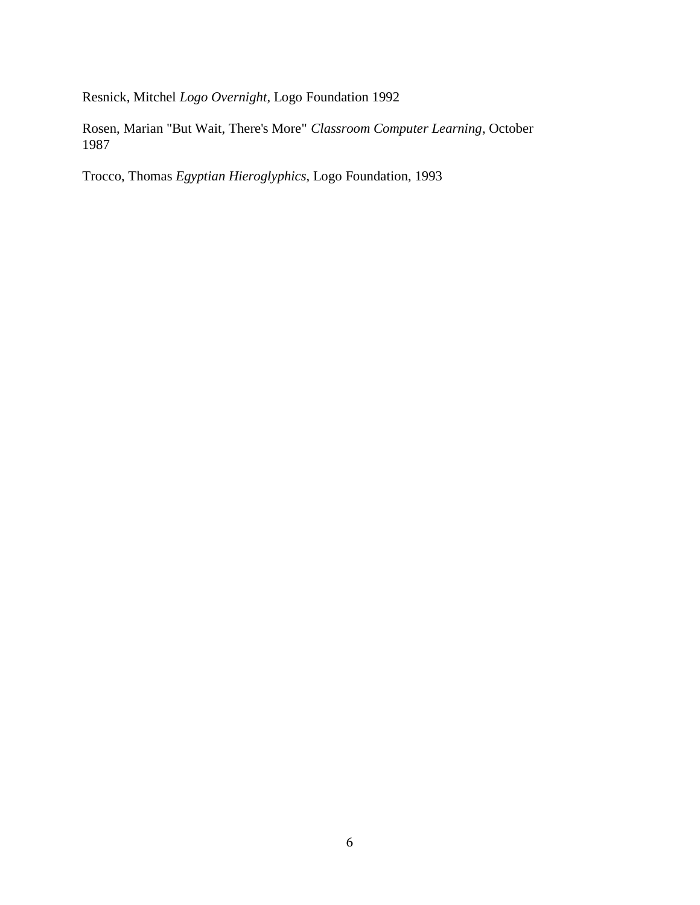Resnick, Mitchel *Logo Overnight*, Logo Foundation 1992

Rosen, Marian "But Wait, There's More" *Classroom Computer Learning*, October 1987

Trocco, Thomas *Egyptian Hieroglyphics*, Logo Foundation, 1993